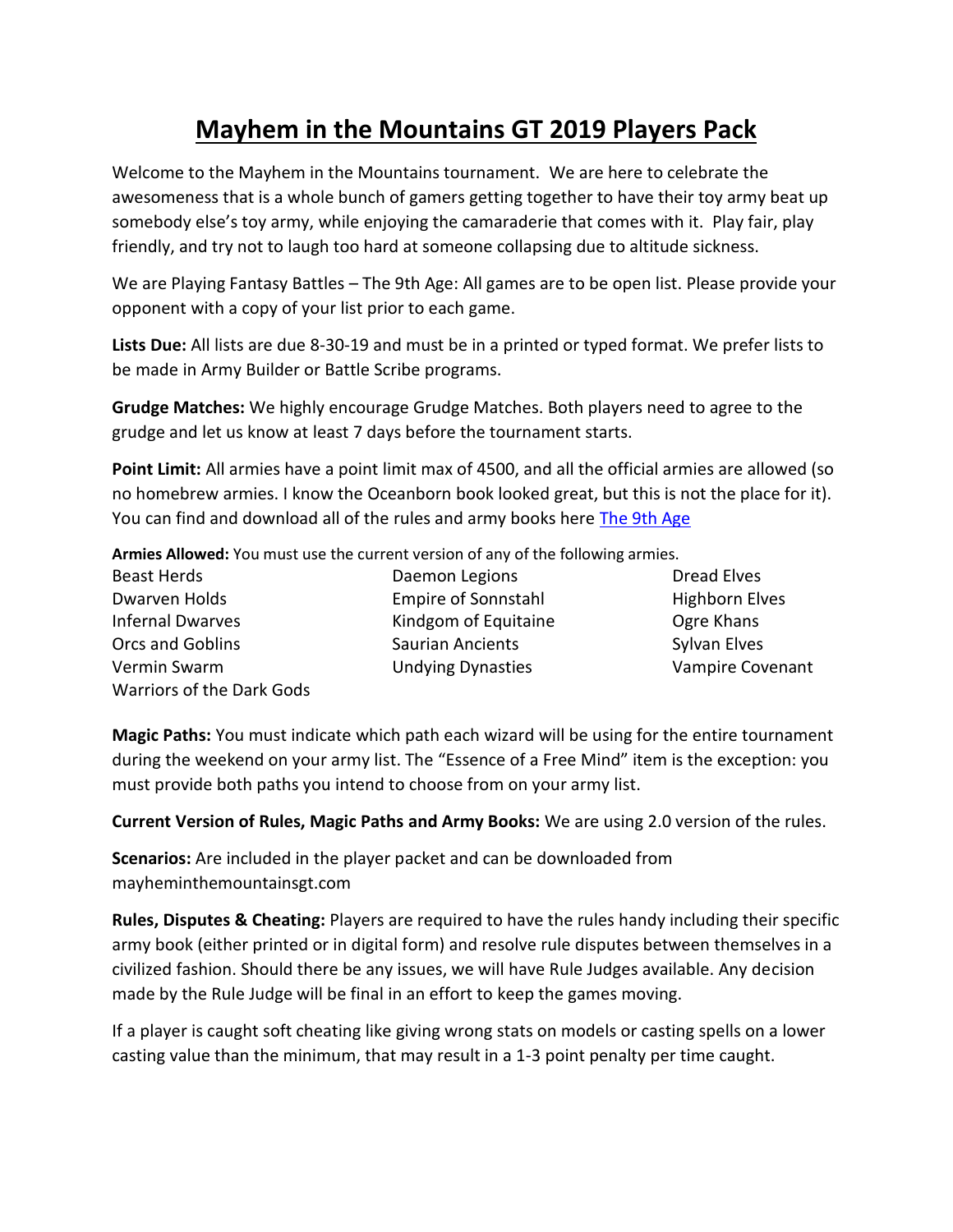# Mayhem in the Mountains GT 2019 Players Pack

Welcome to the Mayhem in the Mountains tournament. We are here to celebrate the awesomeness that is a whole bunch of gamers getting together to have their toy army beat up somebody else's toy army, while enjoying the camaraderie that comes with it. Play fair, play friendly, and try not to laugh too hard at someone collapsing due to altitude sickness.

We are Playing Fantasy Battles – The 9th Age: All games are to be open list. Please provide your opponent with a copy of your list prior to each game.

**Lists Due:** All lists are due 8-30-19 and must be in a printed or typed format. We prefer lists to be made in Army Builder or Battle Scribe programs.

**Grudge Matches:** We highly encourage Grudge Matches. Both players need to agree to the grudge and let us know at least 7 days before the tournament starts.

**Point Limit:** All armies have a point limit max of 4500, and all the official armies are allowed (so no homebrew armies. I know the Oceanborn book looked great, but this is not the place for it). You can find and download all of the rules and army books here The 9th Age

**Armies Allowed:** You must use the current version of any of the following armies.

- Beast Herds
- Daemon Legions
- Dread Elves
- Dwarven Holds
- Empire of Sonnstahl
- Highborn Elves
- Infernal Dwarves
- Kindgom of Equitaine
- Ogre Khans
- Orcs and Goblins
- Saurian Ancients
- Sylvan Elves
- Vermin Swarm
- Undying Dynasties
- Vampire Covenant
- Warriors of the Dark Gods

**Magic Paths:** You must indicate which path each wizard will be using for the entire tournament during the weekend on your army list. The "Essence of a Free Mind" item is the exception: you must provide both paths you intend to choose from on your army list.

**Current Version of Rules, Magic Paths and Army Books:** We are using 2.0 version of the rules.

**Scenarios:** Are included in the player packet and can be downloaded from mayheminthemountainsgt.com

**Rules, Disputes & Cheating:** Players are required to have the rules handy including their specific army book (either printed or in digital form) and resolve rule disputes between themselves in a civilized fashion. Should there be any issues, we will have Rule Judges available. Any decision made by the Rule Judge will be final in an effort to keep the games moving.

If a player is caught soft cheating like giving wrong stats on models or casting spells on a lower casting value than the minimum, that may result in a 1-3 point penalty per time caught.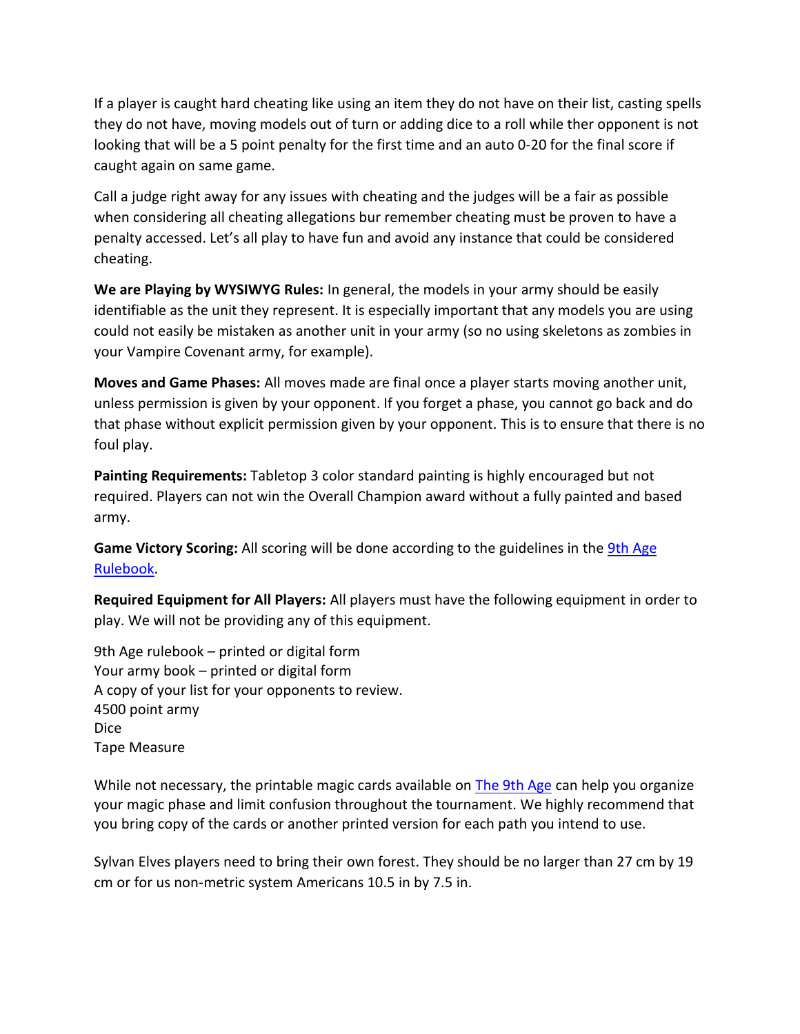If a player is caught hard cheating like using an item they do not have on their list, casting spells they do not have, moving models out of turn or adding dice to a roll while ther opponent is not looking that will be a 5 point penalty for the first time and an auto 0-20 for the final score if caught again on same game.

Call a judge right away for any issues with cheating and the judges will be a fair as possible when considering all cheating allegations bur remember cheating must be proven to have a penalty accessed. Let's all play to have fun and avoid any instance that could be considered cheating.

**We are Playing by WYSIWYG Rules:** In general, the models in your army should be easily identifiable as the unit they represent. It is especially important that any models you are using could not easily be mistaken as another unit in your army (so no using skeletons as zombies in your Vampire Covenant army, for example).

**Moves and Game Phases:** All moves made are final once a player starts moving another unit, unless permission is given by your opponent. If you forget a phase, you cannot go back and do that phase without explicit permission given by your opponent. This is to ensure that there is no foul play.

**Painting Requirements:** Tabletop 3 color standard painting is highly encouraged but not required. Players can not win the Overall Champion award without a fully painted and based army.

**Game Victory Scoring:** All scoring will be done according to the guidelines in the 9th Age Rulebook.

**Required Equipment for All Players:** All players must have the following equipment in order to play. We will not be providing any of this equipment.

9th Age rulebook – printed or digital form
Your army book – printed or digital form
A copy of your list for your opponents to review.
4500 point army
Dice
Tape Measure

While not necessary, the printable magic cards available on The 9th Age can help you organize your magic phase and limit confusion throughout the tournament. We highly recommend that you bring copy of the cards or another printed version for each path you intend to use.

Sylvan Elves players need to bring their own forest. They should be no larger than 27 cm by 19 cm or for us non-metric system Americans 10.5 in by 7.5 in.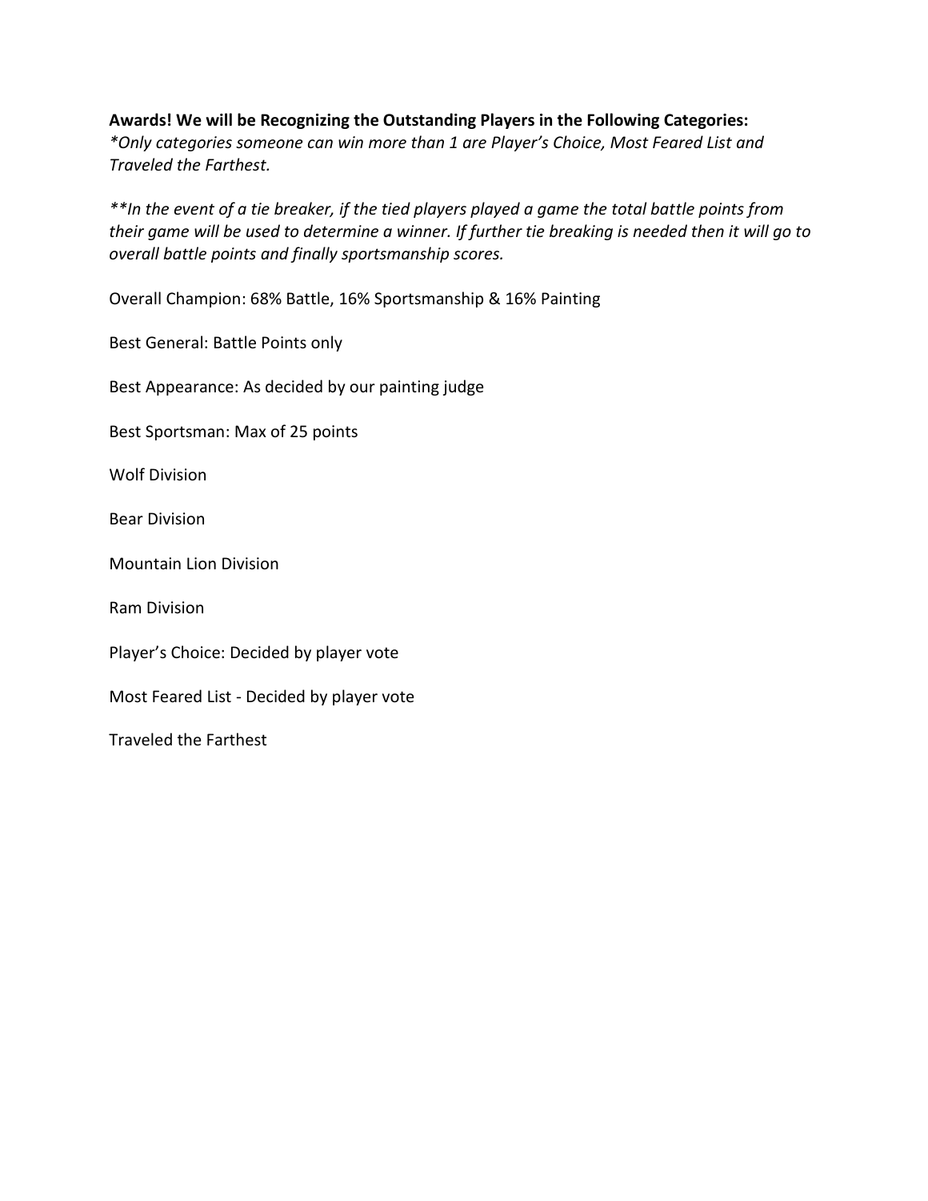**Awards! We will be Recognizing the Outstanding Players in the Following Categories:**
*\*Only categories someone can win more than 1 are Player's Choice, Most Feared List and Traveled the Farthest.*

*\*\*In the event of a tie breaker, if the tied players played a game the total battle points from their game will be used to determine a winner. If further tie breaking is needed then it will go to overall battle points and finally sportsmanship scores.*

Overall Champion: 68% Battle, 16% Sportsmanship & 16% Painting

Best General: Battle Points only

Best Appearance: As decided by our painting judge

Best Sportsman: Max of 25 points

Wolf Division

Bear Division

Mountain Lion Division

Ram Division

Player's Choice: Decided by player vote

Most Feared List - Decided by player vote

Traveled the Farthest